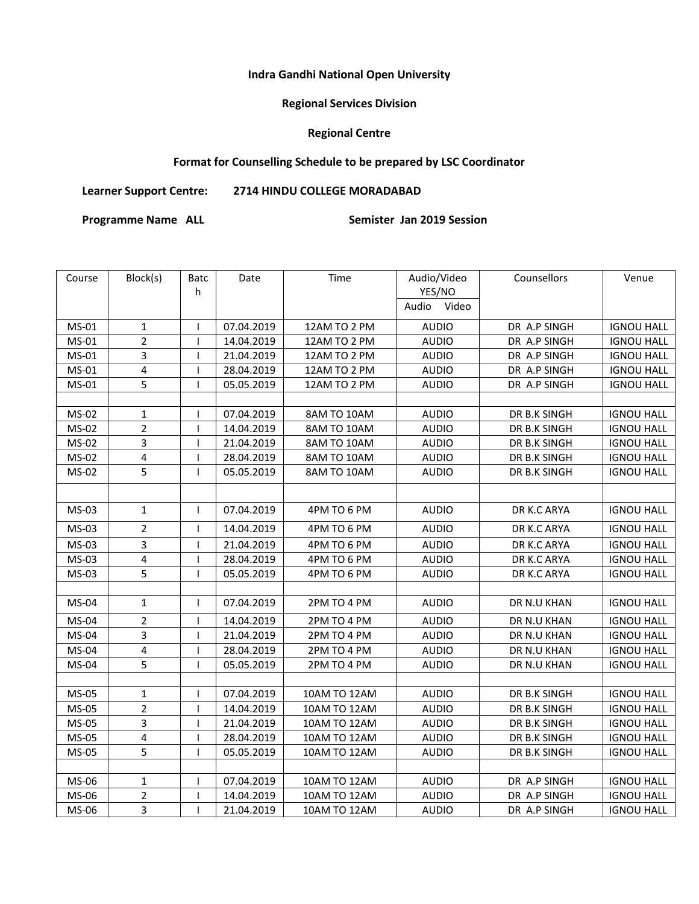**Indra Gandhi National Open University**

**Regional Services Division**

**Regional Centre**

**Format for Counselling Schedule to be prepared by LSC Coordinator**

**Learner Support Centre: 2714 HINDU COLLEGE MORADABAD**

**Programme Name ALL Semister Jan 2019 Session**

| Course | Block(s) | Batch | Date | Time | Audio/Video YES/NO Audio Video | Counsellors | Venue |
|---|---|---|---|---|---|---|---|
| MS-01 | 1 | I | 07.04.2019 | 12AM TO 2 PM | AUDIO | DR A.P SINGH | IGNOU HALL |
| MS-01 | 2 | I | 14.04.2019 | 12AM TO 2 PM | AUDIO | DR A.P SINGH | IGNOU HALL |
| MS-01 | 3 | I | 21.04.2019 | 12AM TO 2 PM | AUDIO | DR A.P SINGH | IGNOU HALL |
| MS-01 | 4 | I | 28.04.2019 | 12AM TO 2 PM | AUDIO | DR A.P SINGH | IGNOU HALL |
| MS-01 | 5 | I | 05.05.2019 | 12AM TO 2 PM | AUDIO | DR A.P SINGH | IGNOU HALL |
| | | | | | | | |
| MS-02 | 1 | I | 07.04.2019 | 8AM TO 10AM | AUDIO | DR B.K SINGH | IGNOU HALL |
| MS-02 | 2 | I | 14.04.2019 | 8AM TO 10AM | AUDIO | DR B.K SINGH | IGNOU HALL |
| MS-02 | 3 | I | 21.04.2019 | 8AM TO 10AM | AUDIO | DR B.K SINGH | IGNOU HALL |
| MS-02 | 4 | I | 28.04.2019 | 8AM TO 10AM | AUDIO | DR B.K SINGH | IGNOU HALL |
| MS-02 | 5 | I | 05.05.2019 | 8AM TO 10AM | AUDIO | DR B.K SINGH | IGNOU HALL |
| | | | | | | | |
| MS-03 | 1 | I | 07.04.2019 | 4PM TO 6 PM | AUDIO | DR K.C ARYA | IGNOU HALL |
| MS-03 | 2 | I | 14.04.2019 | 4PM TO 6 PM | AUDIO | DR K.C ARYA | IGNOU HALL |
| MS-03 | 3 | I | 21.04.2019 | 4PM TO 6 PM | AUDIO | DR K.C ARYA | IGNOU HALL |
| MS-03 | 4 | I | 28.04.2019 | 4PM TO 6 PM | AUDIO | DR K.C ARYA | IGNOU HALL |
| MS-03 | 5 | I | 05.05.2019 | 4PM TO 6 PM | AUDIO | DR K.C ARYA | IGNOU HALL |
| | | | | | | | |
| MS-04 | 1 | I | 07.04.2019 | 2PM TO 4 PM | AUDIO | DR N.U KHAN | IGNOU HALL |
| MS-04 | 2 | I | 14.04.2019 | 2PM TO 4 PM | AUDIO | DR N.U KHAN | IGNOU HALL |
| MS-04 | 3 | I | 21.04.2019 | 2PM TO 4 PM | AUDIO | DR N.U KHAN | IGNOU HALL |
| MS-04 | 4 | I | 28.04.2019 | 2PM TO 4 PM | AUDIO | DR N.U KHAN | IGNOU HALL |
| MS-04 | 5 | I | 05.05.2019 | 2PM TO 4 PM | AUDIO | DR N.U KHAN | IGNOU HALL |
| | | | | | | | |
| MS-05 | 1 | I | 07.04.2019 | 10AM TO 12AM | AUDIO | DR B.K SINGH | IGNOU HALL |
| MS-05 | 2 | I | 14.04.2019 | 10AM TO 12AM | AUDIO | DR B.K SINGH | IGNOU HALL |
| MS-05 | 3 | I | 21.04.2019 | 10AM TO 12AM | AUDIO | DR B.K SINGH | IGNOU HALL |
| MS-05 | 4 | I | 28.04.2019 | 10AM TO 12AM | AUDIO | DR B.K SINGH | IGNOU HALL |
| MS-05 | 5 | I | 05.05.2019 | 10AM TO 12AM | AUDIO | DR B.K SINGH | IGNOU HALL |
| | | | | | | | |
| MS-06 | 1 | I | 07.04.2019 | 10AM TO 12AM | AUDIO | DR A.P SINGH | IGNOU HALL |
| MS-06 | 2 | I | 14.04.2019 | 10AM TO 12AM | AUDIO | DR A.P SINGH | IGNOU HALL |
| MS-06 | 3 | I | 21.04.2019 | 10AM TO 12AM | AUDIO | DR A.P SINGH | IGNOU HALL |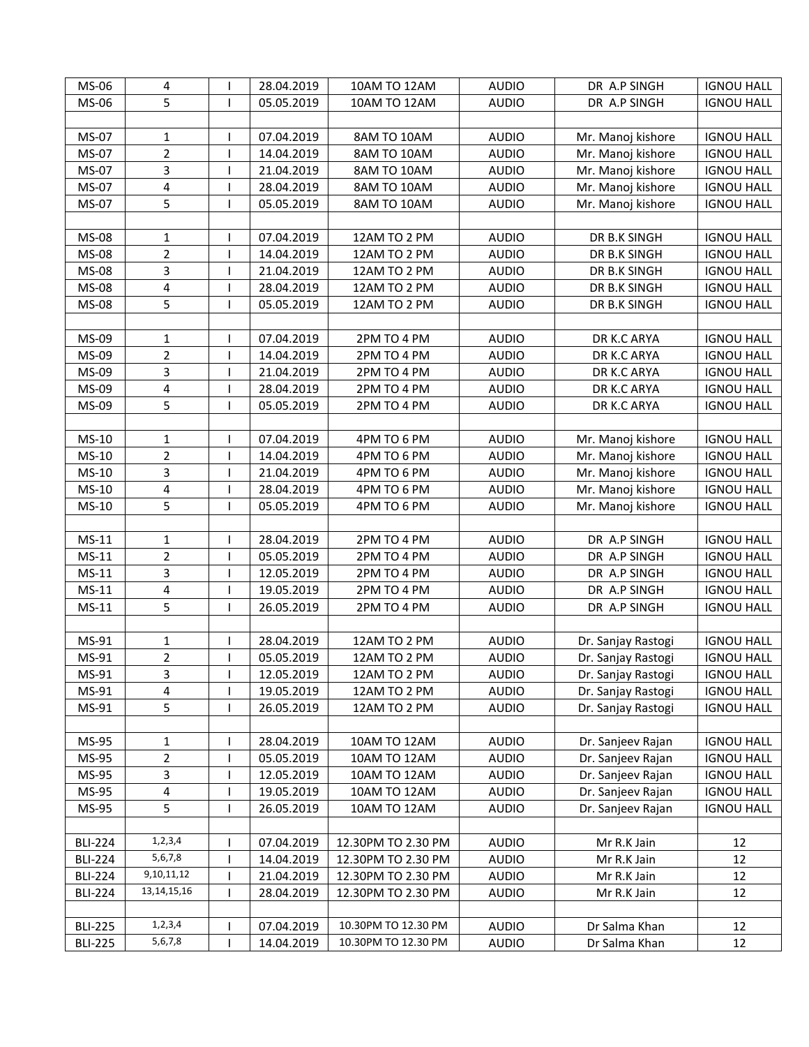| MS-06 | 4 | I | 28.04.2019 | 10AM TO 12AM | AUDIO | DR A.P SINGH | IGNOU HALL |
|---|---|---|---|---|---|---|---|
| MS-06 | 5 | I | 05.05.2019 | 10AM TO 12AM | AUDIO | DR A.P SINGH | IGNOU HALL |
| | | | | | | | |
| MS-07 | 1 | I | 07.04.2019 | 8AM TO 10AM | AUDIO | Mr. Manoj kishore | IGNOU HALL |
| MS-07 | 2 | I | 14.04.2019 | 8AM TO 10AM | AUDIO | Mr. Manoj kishore | IGNOU HALL |
| MS-07 | 3 | I | 21.04.2019 | 8AM TO 10AM | AUDIO | Mr. Manoj kishore | IGNOU HALL |
| MS-07 | 4 | I | 28.04.2019 | 8AM TO 10AM | AUDIO | Mr. Manoj kishore | IGNOU HALL |
| MS-07 | 5 | I | 05.05.2019 | 8AM TO 10AM | AUDIO | Mr. Manoj kishore | IGNOU HALL |
| | | | | | | | |
| MS-08 | 1 | I | 07.04.2019 | 12AM TO 2 PM | AUDIO | DR B.K SINGH | IGNOU HALL |
| MS-08 | 2 | I | 14.04.2019 | 12AM TO 2 PM | AUDIO | DR B.K SINGH | IGNOU HALL |
| MS-08 | 3 | I | 21.04.2019 | 12AM TO 2 PM | AUDIO | DR B.K SINGH | IGNOU HALL |
| MS-08 | 4 | I | 28.04.2019 | 12AM TO 2 PM | AUDIO | DR B.K SINGH | IGNOU HALL |
| MS-08 | 5 | I | 05.05.2019 | 12AM TO 2 PM | AUDIO | DR B.K SINGH | IGNOU HALL |
| | | | | | | | |
| MS-09 | 1 | I | 07.04.2019 | 2PM TO 4 PM | AUDIO | DR K.C ARYA | IGNOU HALL |
| MS-09 | 2 | I | 14.04.2019 | 2PM TO 4 PM | AUDIO | DR K.C ARYA | IGNOU HALL |
| MS-09 | 3 | I | 21.04.2019 | 2PM TO 4 PM | AUDIO | DR K.C ARYA | IGNOU HALL |
| MS-09 | 4 | I | 28.04.2019 | 2PM TO 4 PM | AUDIO | DR K.C ARYA | IGNOU HALL |
| MS-09 | 5 | I | 05.05.2019 | 2PM TO 4 PM | AUDIO | DR K.C ARYA | IGNOU HALL |
| | | | | | | | |
| MS-10 | 1 | I | 07.04.2019 | 4PM TO 6 PM | AUDIO | Mr. Manoj kishore | IGNOU HALL |
| MS-10 | 2 | I | 14.04.2019 | 4PM TO 6 PM | AUDIO | Mr. Manoj kishore | IGNOU HALL |
| MS-10 | 3 | I | 21.04.2019 | 4PM TO 6 PM | AUDIO | Mr. Manoj kishore | IGNOU HALL |
| MS-10 | 4 | I | 28.04.2019 | 4PM TO 6 PM | AUDIO | Mr. Manoj kishore | IGNOU HALL |
| MS-10 | 5 | I | 05.05.2019 | 4PM TO 6 PM | AUDIO | Mr. Manoj kishore | IGNOU HALL |
| | | | | | | | |
| MS-11 | 1 | I | 28.04.2019 | 2PM TO 4 PM | AUDIO | DR A.P SINGH | IGNOU HALL |
| MS-11 | 2 | I | 05.05.2019 | 2PM TO 4 PM | AUDIO | DR A.P SINGH | IGNOU HALL |
| MS-11 | 3 | I | 12.05.2019 | 2PM TO 4 PM | AUDIO | DR A.P SINGH | IGNOU HALL |
| MS-11 | 4 | I | 19.05.2019 | 2PM TO 4 PM | AUDIO | DR A.P SINGH | IGNOU HALL |
| MS-11 | 5 | I | 26.05.2019 | 2PM TO 4 PM | AUDIO | DR A.P SINGH | IGNOU HALL |
| | | | | | | | |
| MS-91 | 1 | I | 28.04.2019 | 12AM TO 2 PM | AUDIO | Dr. Sanjay Rastogi | IGNOU HALL |
| MS-91 | 2 | I | 05.05.2019 | 12AM TO 2 PM | AUDIO | Dr. Sanjay Rastogi | IGNOU HALL |
| MS-91 | 3 | I | 12.05.2019 | 12AM TO 2 PM | AUDIO | Dr. Sanjay Rastogi | IGNOU HALL |
| MS-91 | 4 | I | 19.05.2019 | 12AM TO 2 PM | AUDIO | Dr. Sanjay Rastogi | IGNOU HALL |
| MS-91 | 5 | I | 26.05.2019 | 12AM TO 2 PM | AUDIO | Dr. Sanjay Rastogi | IGNOU HALL |
| | | | | | | | |
| MS-95 | 1 | I | 28.04.2019 | 10AM TO 12AM | AUDIO | Dr. Sanjeev Rajan | IGNOU HALL |
| MS-95 | 2 | I | 05.05.2019 | 10AM TO 12AM | AUDIO | Dr. Sanjeev Rajan | IGNOU HALL |
| MS-95 | 3 | I | 12.05.2019 | 10AM TO 12AM | AUDIO | Dr. Sanjeev Rajan | IGNOU HALL |
| MS-95 | 4 | I | 19.05.2019 | 10AM TO 12AM | AUDIO | Dr. Sanjeev Rajan | IGNOU HALL |
| MS-95 | 5 | I | 26.05.2019 | 10AM TO 12AM | AUDIO | Dr. Sanjeev Rajan | IGNOU HALL |
| | | | | | | | |
| BLI-224 | 1,2,3,4 | I | 07.04.2019 | 12.30PM TO 2.30 PM | AUDIO | Mr R.K Jain | 12 |
| BLI-224 | 5,6,7,8 | I | 14.04.2019 | 12.30PM TO 2.30 PM | AUDIO | Mr R.K Jain | 12 |
| BLI-224 | 9,10,11,12 | I | 21.04.2019 | 12.30PM TO 2.30 PM | AUDIO | Mr R.K Jain | 12 |
| BLI-224 | 13,14,15,16 | I | 28.04.2019 | 12.30PM TO 2.30 PM | AUDIO | Mr R.K Jain | 12 |
| | | | | | | | |
| BLI-225 | 1,2,3,4 | I | 07.04.2019 | 10.30PM TO 12.30 PM | AUDIO | Dr Salma Khan | 12 |
| BLI-225 | 5,6,7,8 | I | 14.04.2019 | 10.30PM TO 12.30 PM | AUDIO | Dr Salma Khan | 12 |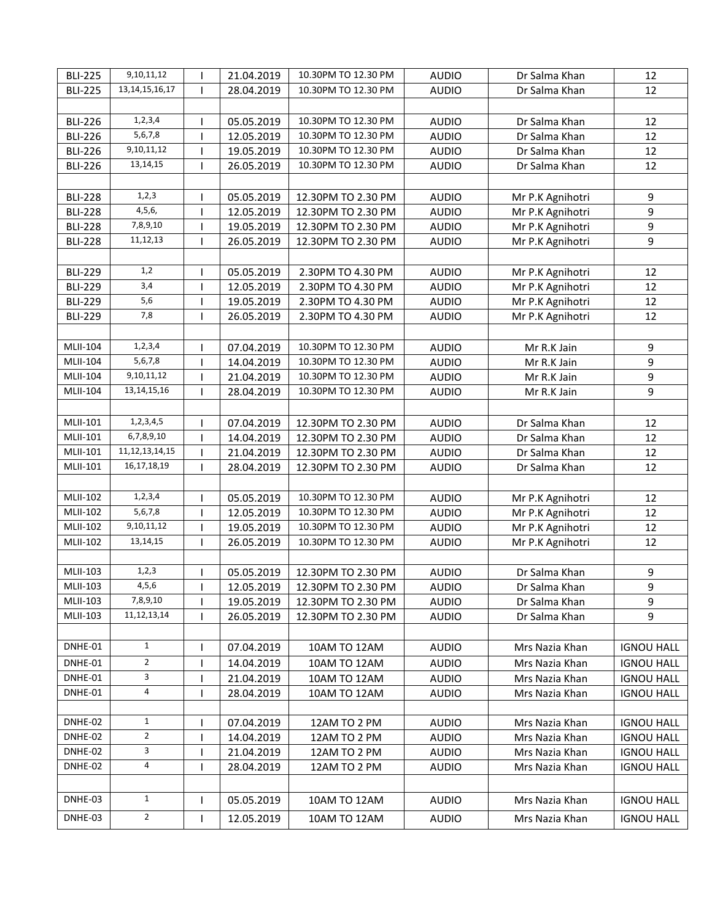| | | | | | | | |
|---|---|---|---|---|---|---|---|
| BLI-225 | 9,10,11,12 | I | 21.04.2019 | 10.30PM TO 12.30 PM | AUDIO | Dr Salma Khan | 12 |
| BLI-225 | 13,14,15,16,17 | I | 28.04.2019 | 10.30PM TO 12.30 PM | AUDIO | Dr Salma Khan | 12 |
| | | | | | | | |
| BLI-226 | 1,2,3,4 | I | 05.05.2019 | 10.30PM TO 12.30 PM | AUDIO | Dr Salma Khan | 12 |
| BLI-226 | 5,6,7,8 | I | 12.05.2019 | 10.30PM TO 12.30 PM | AUDIO | Dr Salma Khan | 12 |
| BLI-226 | 9,10,11,12 | I | 19.05.2019 | 10.30PM TO 12.30 PM | AUDIO | Dr Salma Khan | 12 |
| BLI-226 | 13,14,15 | I | 26.05.2019 | 10.30PM TO 12.30 PM | AUDIO | Dr Salma Khan | 12 |
| | | | | | | | |
| BLI-228 | 1,2,3 | I | 05.05.2019 | 12.30PM TO 2.30 PM | AUDIO | Mr P.K Agnihotri | 9 |
| BLI-228 | 4,5,6, | I | 12.05.2019 | 12.30PM TO 2.30 PM | AUDIO | Mr P.K Agnihotri | 9 |
| BLI-228 | 7,8,9,10 | I | 19.05.2019 | 12.30PM TO 2.30 PM | AUDIO | Mr P.K Agnihotri | 9 |
| BLI-228 | 11,12,13 | I | 26.05.2019 | 12.30PM TO 2.30 PM | AUDIO | Mr P.K Agnihotri | 9 |
| | | | | | | | |
| BLI-229 | 1,2 | I | 05.05.2019 | 2.30PM TO 4.30 PM | AUDIO | Mr P.K Agnihotri | 12 |
| BLI-229 | 3,4 | I | 12.05.2019 | 2.30PM TO 4.30 PM | AUDIO | Mr P.K Agnihotri | 12 |
| BLI-229 | 5,6 | I | 19.05.2019 | 2.30PM TO 4.30 PM | AUDIO | Mr P.K Agnihotri | 12 |
| BLI-229 | 7,8 | I | 26.05.2019 | 2.30PM TO 4.30 PM | AUDIO | Mr P.K Agnihotri | 12 |
| | | | | | | | |
| MLII-104 | 1,2,3,4 | I | 07.04.2019 | 10.30PM TO 12.30 PM | AUDIO | Mr R.K Jain | 9 |
| MLII-104 | 5,6,7,8 | I | 14.04.2019 | 10.30PM TO 12.30 PM | AUDIO | Mr R.K Jain | 9 |
| MLII-104 | 9,10,11,12 | I | 21.04.2019 | 10.30PM TO 12.30 PM | AUDIO | Mr R.K Jain | 9 |
| MLII-104 | 13,14,15,16 | I | 28.04.2019 | 10.30PM TO 12.30 PM | AUDIO | Mr R.K Jain | 9 |
| | | | | | | | |
| MLII-101 | 1,2,3,4,5 | I | 07.04.2019 | 12.30PM TO 2.30 PM | AUDIO | Dr Salma Khan | 12 |
| MLII-101 | 6,7,8,9,10 | I | 14.04.2019 | 12.30PM TO 2.30 PM | AUDIO | Dr Salma Khan | 12 |
| MLII-101 | 11,12,13,14,15 | I | 21.04.2019 | 12.30PM TO 2.30 PM | AUDIO | Dr Salma Khan | 12 |
| MLII-101 | 16,17,18,19 | I | 28.04.2019 | 12.30PM TO 2.30 PM | AUDIO | Dr Salma Khan | 12 |
| | | | | | | | |
| MLII-102 | 1,2,3,4 | I | 05.05.2019 | 10.30PM TO 12.30 PM | AUDIO | Mr P.K Agnihotri | 12 |
| MLII-102 | 5,6,7,8 | I | 12.05.2019 | 10.30PM TO 12.30 PM | AUDIO | Mr P.K Agnihotri | 12 |
| MLII-102 | 9,10,11,12 | I | 19.05.2019 | 10.30PM TO 12.30 PM | AUDIO | Mr P.K Agnihotri | 12 |
| MLII-102 | 13,14,15 | I | 26.05.2019 | 10.30PM TO 12.30 PM | AUDIO | Mr P.K Agnihotri | 12 |
| | | | | | | | |
| MLII-103 | 1,2,3 | I | 05.05.2019 | 12.30PM TO 2.30 PM | AUDIO | Dr Salma Khan | 9 |
| MLII-103 | 4,5,6 | I | 12.05.2019 | 12.30PM TO 2.30 PM | AUDIO | Dr Salma Khan | 9 |
| MLII-103 | 7,8,9,10 | I | 19.05.2019 | 12.30PM TO 2.30 PM | AUDIO | Dr Salma Khan | 9 |
| MLII-103 | 11,12,13,14 | I | 26.05.2019 | 12.30PM TO 2.30 PM | AUDIO | Dr Salma Khan | 9 |
| | | | | | | | |
| DNHE-01 | 1 | I | 07.04.2019 | 10AM TO 12AM | AUDIO | Mrs Nazia Khan | IGNOU HALL |
| DNHE-01 | 2 | I | 14.04.2019 | 10AM TO 12AM | AUDIO | Mrs Nazia Khan | IGNOU HALL |
| DNHE-01 | 3 | I | 21.04.2019 | 10AM TO 12AM | AUDIO | Mrs Nazia Khan | IGNOU HALL |
| DNHE-01 | 4 | I | 28.04.2019 | 10AM TO 12AM | AUDIO | Mrs Nazia Khan | IGNOU HALL |
| | | | | | | | |
| DNHE-02 | 1 | I | 07.04.2019 | 12AM TO 2 PM | AUDIO | Mrs Nazia Khan | IGNOU HALL |
| DNHE-02 | 2 | I | 14.04.2019 | 12AM TO 2 PM | AUDIO | Mrs Nazia Khan | IGNOU HALL |
| DNHE-02 | 3 | I | 21.04.2019 | 12AM TO 2 PM | AUDIO | Mrs Nazia Khan | IGNOU HALL |
| DNHE-02 | 4 | I | 28.04.2019 | 12AM TO 2 PM | AUDIO | Mrs Nazia Khan | IGNOU HALL |
| | | | | | | | |
| DNHE-03 | 1 | I | 05.05.2019 | 10AM TO 12AM | AUDIO | Mrs Nazia Khan | IGNOU HALL |
| DNHE-03 | 2 | I | 12.05.2019 | 10AM TO 12AM | AUDIO | Mrs Nazia Khan | IGNOU HALL |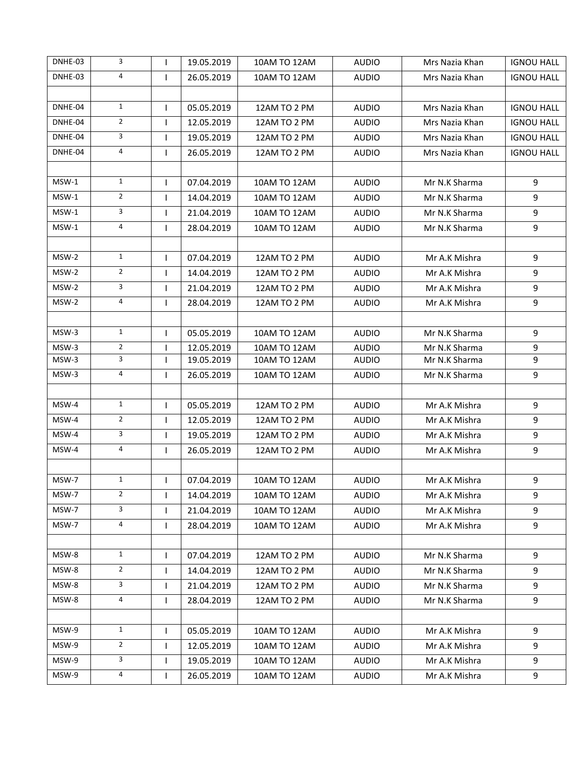| | | | | | | | |
|---|---|---|---|---|---|---|---|
| DNHE-03 | 3 | I | 19.05.2019 | 10AM TO 12AM | AUDIO | Mrs Nazia Khan | IGNOU HALL |
| DNHE-03 | 4 | I | 26.05.2019 | 10AM TO 12AM | AUDIO | Mrs Nazia Khan | IGNOU HALL |
| | | | | | | | |
| DNHE-04 | 1 | I | 05.05.2019 | 12AM TO 2 PM | AUDIO | Mrs Nazia Khan | IGNOU HALL |
| DNHE-04 | 2 | I | 12.05.2019 | 12AM TO 2 PM | AUDIO | Mrs Nazia Khan | IGNOU HALL |
| DNHE-04 | 3 | I | 19.05.2019 | 12AM TO 2 PM | AUDIO | Mrs Nazia Khan | IGNOU HALL |
| DNHE-04 | 4 | I | 26.05.2019 | 12AM TO 2 PM | AUDIO | Mrs Nazia Khan | IGNOU HALL |
| | | | | | | | |
| MSW-1 | 1 | I | 07.04.2019 | 10AM TO 12AM | AUDIO | Mr N.K Sharma | 9 |
| MSW-1 | 2 | I | 14.04.2019 | 10AM TO 12AM | AUDIO | Mr N.K Sharma | 9 |
| MSW-1 | 3 | I | 21.04.2019 | 10AM TO 12AM | AUDIO | Mr N.K Sharma | 9 |
| MSW-1 | 4 | I | 28.04.2019 | 10AM TO 12AM | AUDIO | Mr N.K Sharma | 9 |
| | | | | | | | |
| MSW-2 | 1 | I | 07.04.2019 | 12AM TO 2 PM | AUDIO | Mr A.K Mishra | 9 |
| MSW-2 | 2 | I | 14.04.2019 | 12AM TO 2 PM | AUDIO | Mr A.K Mishra | 9 |
| MSW-2 | 3 | I | 21.04.2019 | 12AM TO 2 PM | AUDIO | Mr A.K Mishra | 9 |
| MSW-2 | 4 | I | 28.04.2019 | 12AM TO 2 PM | AUDIO | Mr A.K Mishra | 9 |
| | | | | | | | |
| MSW-3 | 1 | I | 05.05.2019 | 10AM TO 12AM | AUDIO | Mr N.K Sharma | 9 |
| MSW-3 | 2 | I | 12.05.2019 | 10AM TO 12AM | AUDIO | Mr N.K Sharma | 9 |
| MSW-3 | 3 | I | 19.05.2019 | 10AM TO 12AM | AUDIO | Mr N.K Sharma | 9 |
| MSW-3 | 4 | I | 26.05.2019 | 10AM TO 12AM | AUDIO | Mr N.K Sharma | 9 |
| | | | | | | | |
| MSW-4 | 1 | I | 05.05.2019 | 12AM TO 2 PM | AUDIO | Mr A.K Mishra | 9 |
| MSW-4 | 2 | I | 12.05.2019 | 12AM TO 2 PM | AUDIO | Mr A.K Mishra | 9 |
| MSW-4 | 3 | I | 19.05.2019 | 12AM TO 2 PM | AUDIO | Mr A.K Mishra | 9 |
| MSW-4 | 4 | I | 26.05.2019 | 12AM TO 2 PM | AUDIO | Mr A.K Mishra | 9 |
| | | | | | | | |
| MSW-7 | 1 | I | 07.04.2019 | 10AM TO 12AM | AUDIO | Mr A.K Mishra | 9 |
| MSW-7 | 2 | I | 14.04.2019 | 10AM TO 12AM | AUDIO | Mr A.K Mishra | 9 |
| MSW-7 | 3 | I | 21.04.2019 | 10AM TO 12AM | AUDIO | Mr A.K Mishra | 9 |
| MSW-7 | 4 | I | 28.04.2019 | 10AM TO 12AM | AUDIO | Mr A.K Mishra | 9 |
| | | | | | | | |
| MSW-8 | 1 | I | 07.04.2019 | 12AM TO 2 PM | AUDIO | Mr N.K Sharma | 9 |
| MSW-8 | 2 | I | 14.04.2019 | 12AM TO 2 PM | AUDIO | Mr N.K Sharma | 9 |
| MSW-8 | 3 | I | 21.04.2019 | 12AM TO 2 PM | AUDIO | Mr N.K Sharma | 9 |
| MSW-8 | 4 | I | 28.04.2019 | 12AM TO 2 PM | AUDIO | Mr N.K Sharma | 9 |
| | | | | | | | |
| MSW-9 | 1 | I | 05.05.2019 | 10AM TO 12AM | AUDIO | Mr A.K Mishra | 9 |
| MSW-9 | 2 | I | 12.05.2019 | 10AM TO 12AM | AUDIO | Mr A.K Mishra | 9 |
| MSW-9 | 3 | I | 19.05.2019 | 10AM TO 12AM | AUDIO | Mr A.K Mishra | 9 |
| MSW-9 | 4 | I | 26.05.2019 | 10AM TO 12AM | AUDIO | Mr A.K Mishra | 9 |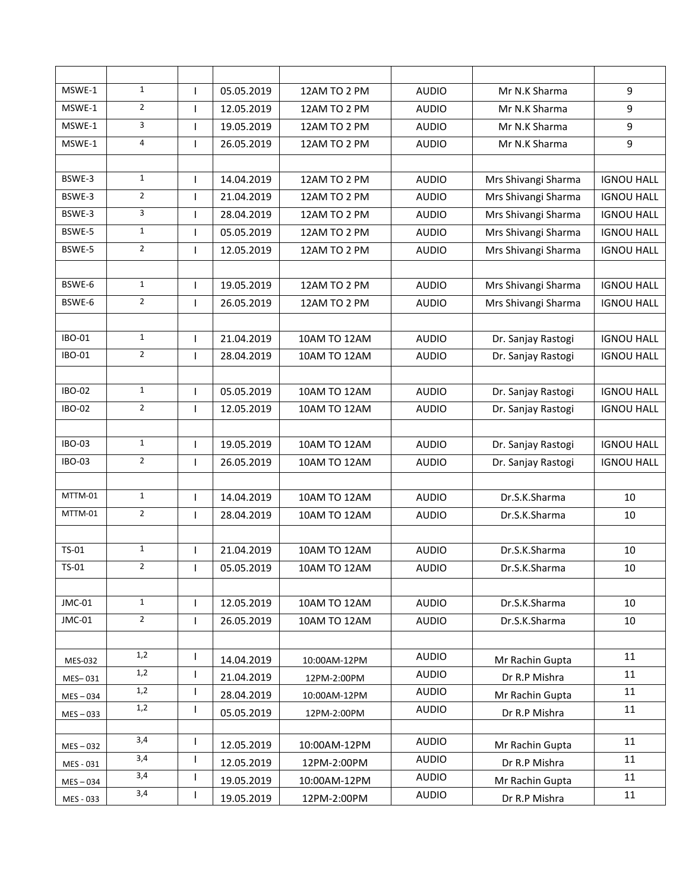| | | | | | | | |
|---|---|---|---|---|---|---|---|
| MSWE-1 | 1 | I | 05.05.2019 | 12AM TO 2 PM | AUDIO | Mr N.K Sharma | 9 |
| MSWE-1 | 2 | I | 12.05.2019 | 12AM TO 2 PM | AUDIO | Mr N.K Sharma | 9 |
| MSWE-1 | 3 | I | 19.05.2019 | 12AM TO 2 PM | AUDIO | Mr N.K Sharma | 9 |
| MSWE-1 | 4 | I | 26.05.2019 | 12AM TO 2 PM | AUDIO | Mr N.K Sharma | 9 |
| | | | | | | | |
| BSWE-3 | 1 | I | 14.04.2019 | 12AM TO 2 PM | AUDIO | Mrs Shivangi Sharma | IGNOU HALL |
| BSWE-3 | 2 | I | 21.04.2019 | 12AM TO 2 PM | AUDIO | Mrs Shivangi Sharma | IGNOU HALL |
| BSWE-3 | 3 | I | 28.04.2019 | 12AM TO 2 PM | AUDIO | Mrs Shivangi Sharma | IGNOU HALL |
| BSWE-5 | 1 | I | 05.05.2019 | 12AM TO 2 PM | AUDIO | Mrs Shivangi Sharma | IGNOU HALL |
| BSWE-5 | 2 | I | 12.05.2019 | 12AM TO 2 PM | AUDIO | Mrs Shivangi Sharma | IGNOU HALL |
| | | | | | | | |
| BSWE-6 | 1 | I | 19.05.2019 | 12AM TO 2 PM | AUDIO | Mrs Shivangi Sharma | IGNOU HALL |
| BSWE-6 | 2 | I | 26.05.2019 | 12AM TO 2 PM | AUDIO | Mrs Shivangi Sharma | IGNOU HALL |
| | | | | | | | |
| IBO-01 | 1 | I | 21.04.2019 | 10AM TO 12AM | AUDIO | Dr. Sanjay Rastogi | IGNOU HALL |
| IBO-01 | 2 | I | 28.04.2019 | 10AM TO 12AM | AUDIO | Dr. Sanjay Rastogi | IGNOU HALL |
| | | | | | | | |
| IBO-02 | 1 | I | 05.05.2019 | 10AM TO 12AM | AUDIO | Dr. Sanjay Rastogi | IGNOU HALL |
| IBO-02 | 2 | I | 12.05.2019 | 10AM TO 12AM | AUDIO | Dr. Sanjay Rastogi | IGNOU HALL |
| | | | | | | | |
| IBO-03 | 1 | I | 19.05.2019 | 10AM TO 12AM | AUDIO | Dr. Sanjay Rastogi | IGNOU HALL |
| IBO-03 | 2 | I | 26.05.2019 | 10AM TO 12AM | AUDIO | Dr. Sanjay Rastogi | IGNOU HALL |
| | | | | | | | |
| MTTM-01 | 1 | I | 14.04.2019 | 10AM TO 12AM | AUDIO | Dr.S.K.Sharma | 10 |
| MTTM-01 | 2 | I | 28.04.2019 | 10AM TO 12AM | AUDIO | Dr.S.K.Sharma | 10 |
| | | | | | | | |
| TS-01 | 1 | I | 21.04.2019 | 10AM TO 12AM | AUDIO | Dr.S.K.Sharma | 10 |
| TS-01 | 2 | I | 05.05.2019 | 10AM TO 12AM | AUDIO | Dr.S.K.Sharma | 10 |
| | | | | | | | |
| JMC-01 | 1 | I | 12.05.2019 | 10AM TO 12AM | AUDIO | Dr.S.K.Sharma | 10 |
| JMC-01 | 2 | I | 26.05.2019 | 10AM TO 12AM | AUDIO | Dr.S.K.Sharma | 10 |
| | | | | | | | |
| MES-032 | 1,2 | I | 14.04.2019 | 10:00AM-12PM | AUDIO | Mr Rachin Gupta | 11 |
| MES– 031 | 1,2 | I | 21.04.2019 | 12PM-2:00PM | AUDIO | Dr R.P Mishra | 11 |
| MES – 034 | 1,2 | I | 28.04.2019 | 10:00AM-12PM | AUDIO | Mr Rachin Gupta | 11 |
| MES – 033 | 1,2 | I | 05.05.2019 | 12PM-2:00PM | AUDIO | Dr R.P Mishra | 11 |
| | | | | | | | |
| MES – 032 | 3,4 | I | 12.05.2019 | 10:00AM-12PM | AUDIO | Mr Rachin Gupta | 11 |
| MES - 031 | 3,4 | I | 12.05.2019 | 12PM-2:00PM | AUDIO | Dr R.P Mishra | 11 |
| MES – 034 | 3,4 | I | 19.05.2019 | 10:00AM-12PM | AUDIO | Mr Rachin Gupta | 11 |
| MES - 033 | 3,4 | I | 19.05.2019 | 12PM-2:00PM | AUDIO | Dr R.P Mishra | 11 |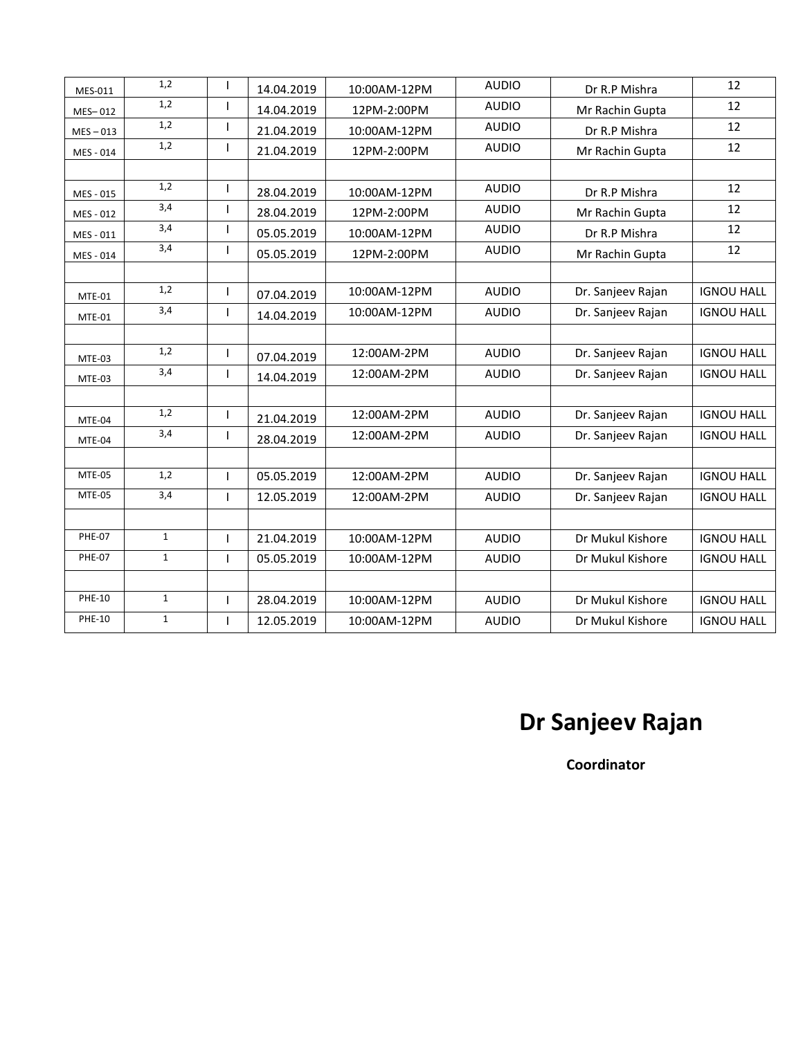| | | | | | | | |
|---|---|---|---|---|---|---|---|
| MES-011 | 1,2 | I | 14.04.2019 | 10:00AM-12PM | AUDIO | Dr R.P Mishra | 12 |
| MES– 012 | 1,2 | I | 14.04.2019 | 12PM-2:00PM | AUDIO | Mr Rachin Gupta | 12 |
| MES – 013 | 1,2 | I | 21.04.2019 | 10:00AM-12PM | AUDIO | Dr R.P Mishra | 12 |
| MES - 014 | 1,2 | I | 21.04.2019 | 12PM-2:00PM | AUDIO | Mr Rachin Gupta | 12 |
| | | | | | | | |
| MES - 015 | 1,2 | I | 28.04.2019 | 10:00AM-12PM | AUDIO | Dr R.P Mishra | 12 |
| MES - 012 | 3,4 | I | 28.04.2019 | 12PM-2:00PM | AUDIO | Mr Rachin Gupta | 12 |
| MES - 011 | 3,4 | I | 05.05.2019 | 10:00AM-12PM | AUDIO | Dr R.P Mishra | 12 |
| MES - 014 | 3,4 | I | 05.05.2019 | 12PM-2:00PM | AUDIO | Mr Rachin Gupta | 12 |
| | | | | | | | |
| MTE-01 | 1,2 | I | 07.04.2019 | 10:00AM-12PM | AUDIO | Dr. Sanjeev Rajan | IGNOU HALL |
| MTE-01 | 3,4 | I | 14.04.2019 | 10:00AM-12PM | AUDIO | Dr. Sanjeev Rajan | IGNOU HALL |
| | | | | | | | |
| MTE-03 | 1,2 | I | 07.04.2019 | 12:00AM-2PM | AUDIO | Dr. Sanjeev Rajan | IGNOU HALL |
| MTE-03 | 3,4 | I | 14.04.2019 | 12:00AM-2PM | AUDIO | Dr. Sanjeev Rajan | IGNOU HALL |
| | | | | | | | |
| MTE-04 | 1,2 | I | 21.04.2019 | 12:00AM-2PM | AUDIO | Dr. Sanjeev Rajan | IGNOU HALL |
| MTE-04 | 3,4 | I | 28.04.2019 | 12:00AM-2PM | AUDIO | Dr. Sanjeev Rajan | IGNOU HALL |
| | | | | | | | |
| MTE-05 | 1,2 | I | 05.05.2019 | 12:00AM-2PM | AUDIO | Dr. Sanjeev Rajan | IGNOU HALL |
| MTE-05 | 3,4 | I | 12.05.2019 | 12:00AM-2PM | AUDIO | Dr. Sanjeev Rajan | IGNOU HALL |
| | | | | | | | |
| PHE-07 | 1 | I | 21.04.2019 | 10:00AM-12PM | AUDIO | Dr Mukul Kishore | IGNOU HALL |
| PHE-07 | 1 | I | 05.05.2019 | 10:00AM-12PM | AUDIO | Dr Mukul Kishore | IGNOU HALL |
| | | | | | | | |
| PHE-10 | 1 | I | 28.04.2019 | 10:00AM-12PM | AUDIO | Dr Mukul Kishore | IGNOU HALL |
| PHE-10 | 1 | I | 12.05.2019 | 10:00AM-12PM | AUDIO | Dr Mukul Kishore | IGNOU HALL |

**Dr Sanjeev Rajan**

**Coordinator**